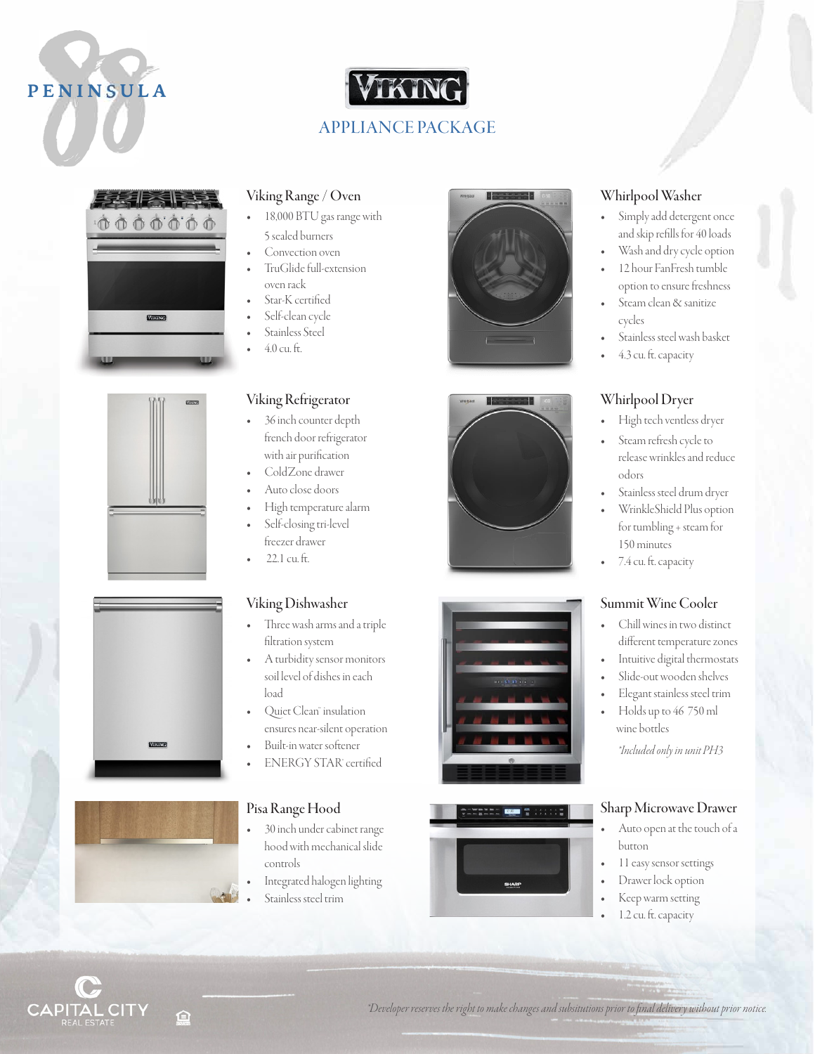# PENINSULA 88

## VIKING APPLIANCE PACKAGE

### Viking Range / Oven

- 18,000 BTU gas range with 5 sealed burners
- Convection oven
- TruGlide full-extension oven rack
- Star-K certified
- Self-clean cycle
- Stainless Steel
- 4.0 cu. ft.

### Whirlpool Washer

- Simply add detergent once and skip refills for 40 loads
- Wash and dry cycle option
- 12 hour FanFresh tumble option to ensure freshness
- Steam clean & sanitize cycles
- Stainless steel wash basket
- 4.3 cu. ft. capacity

### Viking Refrigerator

- 36 inch counter depth french door refrigerator with air purification
- ColdZone drawer
- Auto close doors
- High temperature alarm
- Self-closing tri-level freezer drawer
- 22.1 cu. ft.

### Whirlpool Dryer

- High tech ventless dryer
- Steam refresh cycle to release wrinkles and reduce odors
- Stainless steel drum dryer
- WrinkleShield Plus option for tumbling + steam for 150 minutes
- 7.4 cu. ft. capacity

### Viking Dishwasher

- Three wash arms and a triple filtration system
- A turbidity sensor monitors soil level of dishes in each load
- Quiet Clean® insulation ensures near-silent operation
- Built-in water softener
- ENERGY STAR® certified

### Summit Wine Cooler

- Chill wines in two distinct different temperature zones
- Intuitive digital thermostats
- Slide-out wooden shelves
- Elegant stainless steel trim
- Holds up to 46 750 ml wine bottles

*\*Included only in unit PH3*

### Pisa Range Hood

- 30 inch under cabinet range hood with mechanical slide controls
- Integrated halogen lighting
- Stainless steel trim

### Sharp Microwave Drawer

- Auto open at the touch of a button
- 11 easy sensor settings
- Drawer lock option
- Keep warm setting
- 1.2 cu. ft. capacity

CAPITAL CITY REAL ESTATE

*Developer reserves the right to make changes and substitutions prior to final delivery without prior notice.*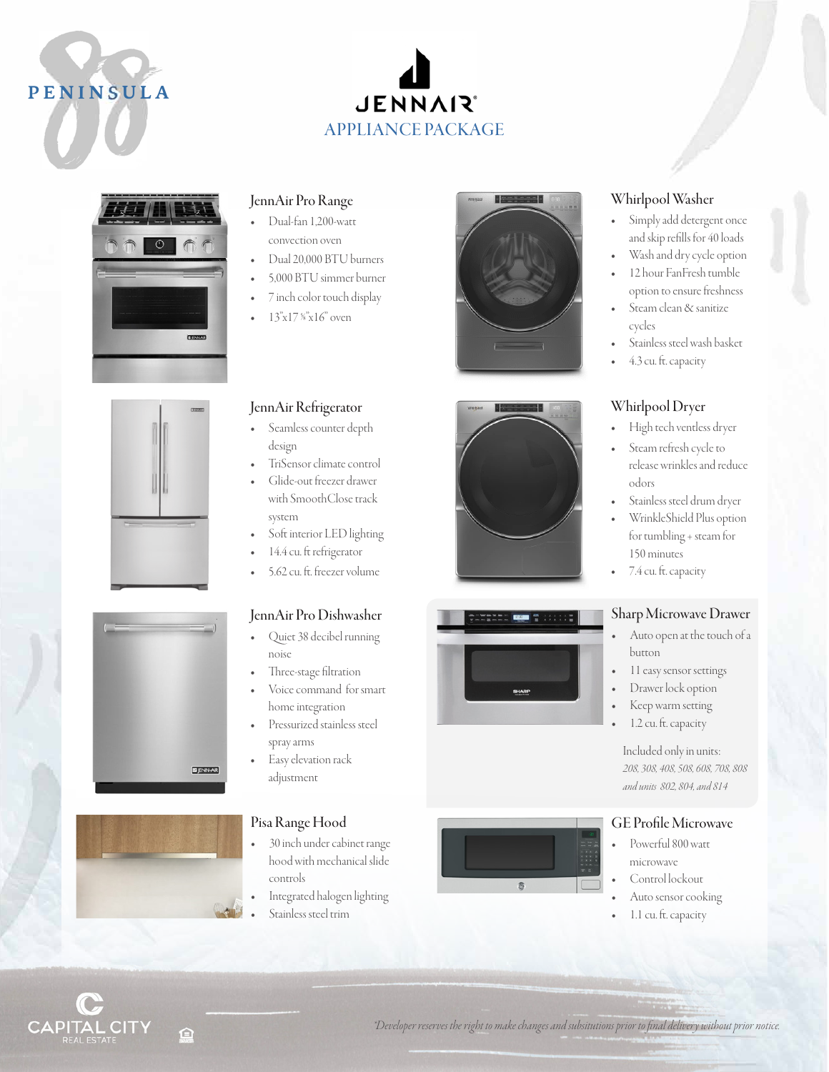PENINSULA

# JENNAIR

## APPLIANCE PACKAGE

### JennAir Pro Range

- Dual-fan 1,200-watt convection oven
- Dual 20,000 BTU burners
- 5,000 BTU simmer burner
- 7 inch color touch display
- 13"x17⅝"x16" oven

### JennAir Refrigerator

- Seamless counter depth design
- TriSensor climate control
- Glide-out freezer drawer with SmoothClose track system
- Soft interior LED lighting
- 14.4 cu. ft refrigerator
- 5.62 cu. ft. freezer volume

### JennAir Pro Dishwasher

- Quiet 38 decibel running noise
- Three-stage filtration
- Voice command for smart home integration
- Pressurized stainless steel spray arms
- Easy elevation rack adjustment

### Pisa Range Hood

- 30 inch under cabinet range hood with mechanical slide controls
- Integrated halogen lighting
- Stainless steel trim

### Whirlpool Washer

- Simply add detergent once and skip refills for 40 loads
- Wash and dry cycle option
- 12 hour FanFresh tumble option to ensure freshness
- Steam clean & sanitize cycles
- Stainless steel wash basket
- 4.3 cu. ft. capacity

### Whirlpool Dryer

- High tech ventless dryer
- Steam refresh cycle to release wrinkles and reduce odors
- Stainless steel drum dryer
- WrinkleShield Plus option for tumbling + steam for 150 minutes
- 7.4 cu. ft. capacity

### Sharp Microwave Drawer

- Auto open at the touch of a button
- 11 easy sensor settings
- Drawer lock option
- Keep warm setting
- 1.2 cu. ft. capacity

Included only in units:
*208, 308, 408, 508, 608, 708, 808 and units 802, 804, and 814*

### GE Profile Microwave

- Powerful 800 watt microwave
- Control lockout
- Auto sensor cooking
- 1.1 cu. ft. capacity

CAPITAL CITY REAL ESTATE

*Developer reserves the right to make changes and substitutions prior to final delivery without prior notice.*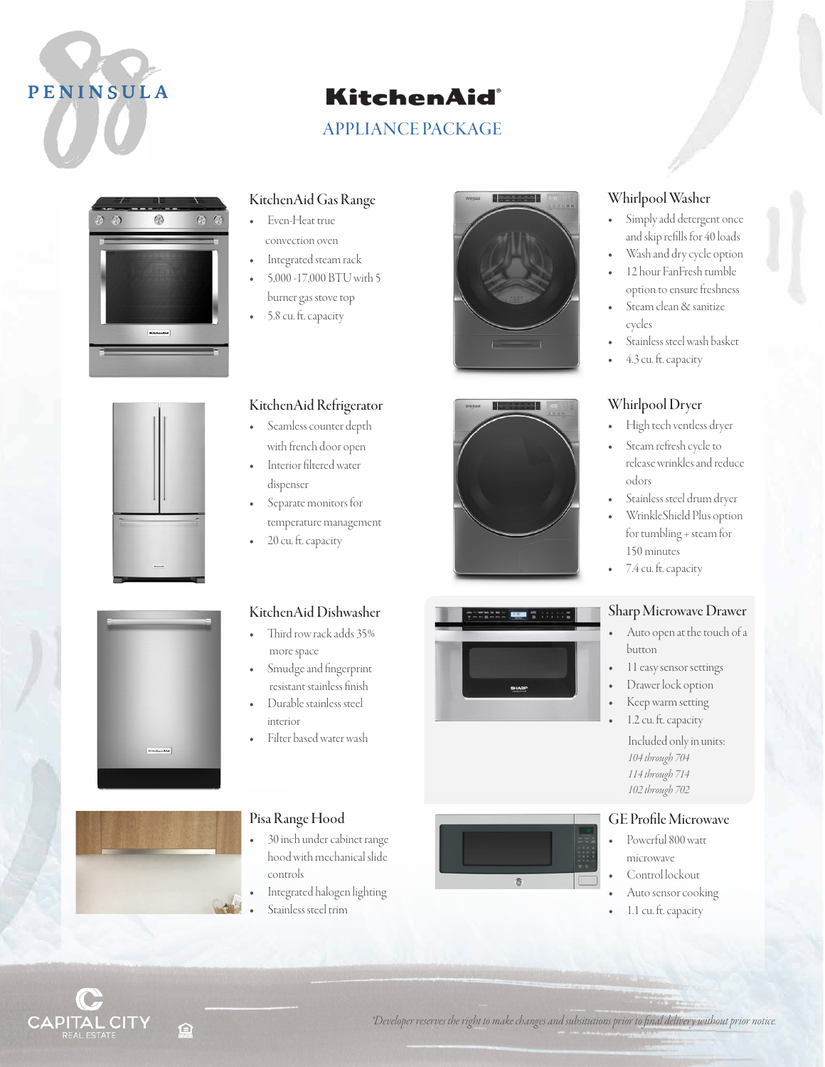PENINSULA 88

# KitchenAid

## APPLIANCE PACKAGE

### KitchenAid Gas Range

- Even-Heat true convection oven
- Integrated steam rack
- 5,000 -17,000 BTU with 5 burner gas stove top
- 5.8 cu. ft. capacity

### Whirlpool Washer

- Simply add detergent once and skip refills for 40 loads
- Wash and dry cycle option
- 12 hour FanFresh tumble option to ensure freshness
- Steam clean & sanitize cycles
- Stainless steel wash basket
- 4.3 cu. ft. capacity

### KitchenAid Refrigerator

- Seamless counter depth with french door open
- Interior filtered water dispenser
- Separate monitors for temperature management
- 20 cu. ft. capacity

### Whirlpool Dryer

- High tech ventless dryer
- Steam refresh cycle to release wrinkles and reduce odors
- Stainless steel drum dryer
- WrinkleShield Plus option for tumbling + steam for 150 minutes
- 7.4 cu. ft. capacity

### KitchenAid Dishwasher

- Third row rack adds 35% more space
- Smudge and fingerprint resistant stainless finish
- Durable stainless steel interior
- Filter based water wash

### Sharp Microwave Drawer

- Auto open at the touch of a button
- 11 easy sensor settings
- Drawer lock option
- Keep warm setting
- 1.2 cu. ft. capacity

Included only in units:
*104 through 704*
*114 through 714*
*102 through 702*

### Pisa Range Hood

- 30 inch under cabinet range hood with mechanical slide controls
- Integrated halogen lighting
- Stainless steel trim

### GE Profile Microwave

- Powerful 800 watt microwave
- Control lockout
- Auto sensor cooking
- 1.1 cu. ft. capacity

CAPITAL CITY REAL ESTATE

*Developer reserves the right to make changes and substitutions prior to final delivery without prior notice.*